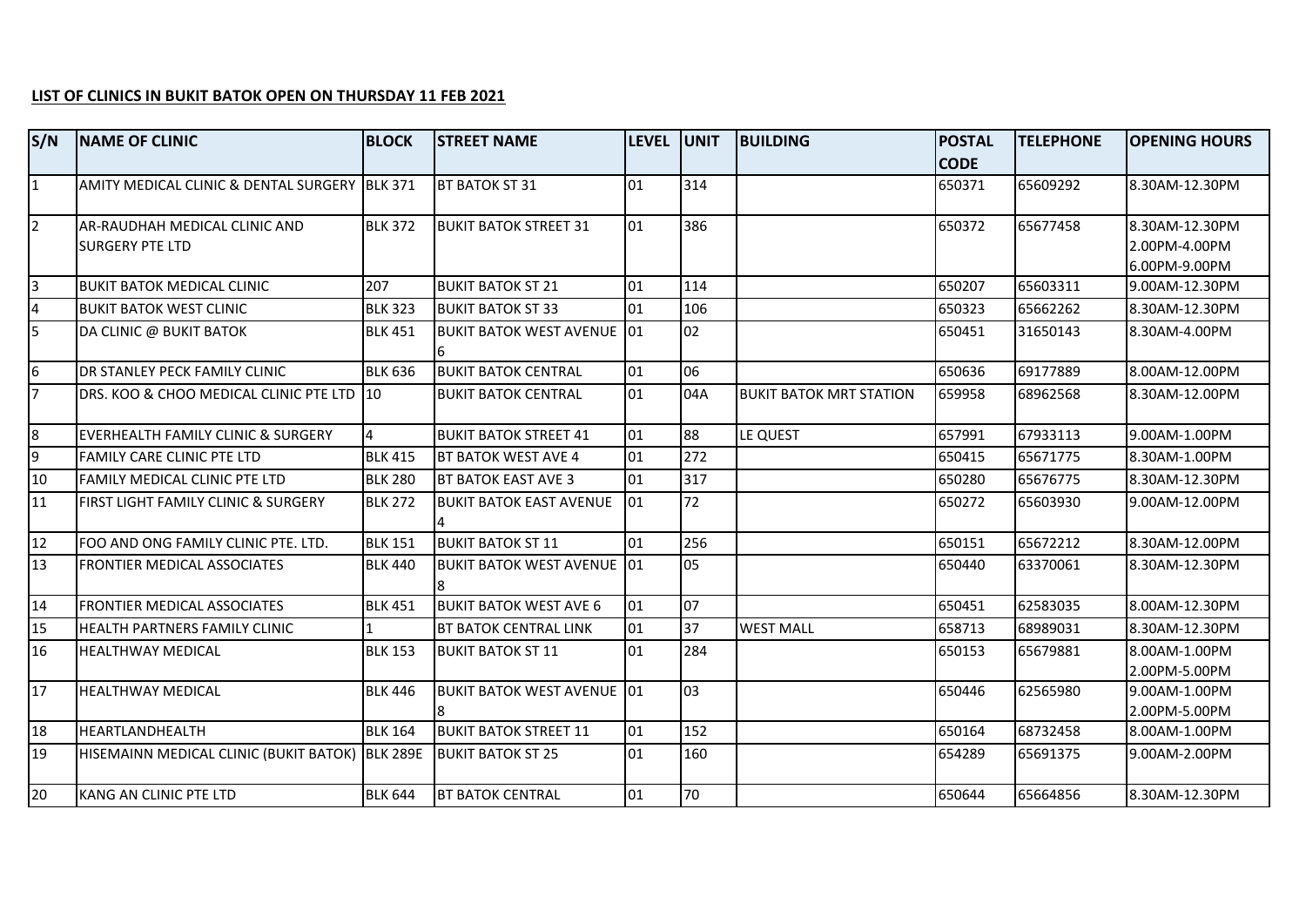**LIST OF CLINICS IN BUKIT BATOK OPEN ON THURSDAY 11 FEB 2021**

| S/N | NAME OF CLINIC | BLOCK | STREET NAME | LEVEL | UNIT | BUILDING | POSTAL CODE | TELEPHONE | OPENING HOURS |
|---|---|---|---|---|---|---|---|---|---|
| 1 | AMITY MEDICAL CLINIC & DENTAL SURGERY | BLK 371 | BT BATOK ST 31 | 01 | 314 | | 650371 | 65609292 | 8.30AM-12.30PM |
| 2 | AR-RAUDHAH MEDICAL CLINIC AND SURGERY PTE LTD | BLK 372 | BUKIT BATOK STREET 31 | 01 | 386 | | 650372 | 65677458 | 8.30AM-12.30PM<br>2.00PM-4.00PM<br>6.00PM-9.00PM |
| 3 | BUKIT BATOK MEDICAL CLINIC | 207 | BUKIT BATOK ST 21 | 01 | 114 | | 650207 | 65603311 | 9.00AM-12.30PM |
| 4 | BUKIT BATOK WEST CLINIC | BLK 323 | BUKIT BATOK ST 33 | 01 | 106 | | 650323 | 65662262 | 8.30AM-12.30PM |
| 5 | DA CLINIC @ BUKIT BATOK | BLK 451 | BUKIT BATOK WEST AVENUE 6 | 01 | 02 | | 650451 | 31650143 | 8.30AM-4.00PM |
| 6 | DR STANLEY PECK FAMILY CLINIC | BLK 636 | BUKIT BATOK CENTRAL | 01 | 06 | | 650636 | 69177889 | 8.00AM-12.00PM |
| 7 | DRS. KOO & CHOO MEDICAL CLINIC PTE LTD | 10 | BUKIT BATOK CENTRAL | 01 | 04A | BUKIT BATOK MRT STATION | 659958 | 68962568 | 8.30AM-12.00PM |
| 8 | EVERHEALTH FAMILY CLINIC & SURGERY | 4 | BUKIT BATOK STREET 41 | 01 | 88 | LE QUEST | 657991 | 67933113 | 9.00AM-1.00PM |
| 9 | FAMILY CARE CLINIC PTE LTD | BLK 415 | BT BATOK WEST AVE 4 | 01 | 272 | | 650415 | 65671775 | 8.30AM-1.00PM |
| 10 | FAMILY MEDICAL CLINIC PTE LTD | BLK 280 | BT BATOK EAST AVE 3 | 01 | 317 | | 650280 | 65676775 | 8.30AM-12.30PM |
| 11 | FIRST LIGHT FAMILY CLINIC & SURGERY | BLK 272 | BUKIT BATOK EAST AVENUE 4 | 01 | 72 | | 650272 | 65603930 | 9.00AM-12.00PM |
| 12 | FOO AND ONG FAMILY CLINIC PTE. LTD. | BLK 151 | BUKIT BATOK ST 11 | 01 | 256 | | 650151 | 65672212 | 8.30AM-12.00PM |
| 13 | FRONTIER MEDICAL ASSOCIATES | BLK 440 | BUKIT BATOK WEST AVENUE 8 | 01 | 05 | | 650440 | 63370061 | 8.30AM-12.30PM |
| 14 | FRONTIER MEDICAL ASSOCIATES | BLK 451 | BUKIT BATOK WEST AVE 6 | 01 | 07 | | 650451 | 62583035 | 8.00AM-12.30PM |
| 15 | HEALTH PARTNERS FAMILY CLINIC | 1 | BT BATOK CENTRAL LINK | 01 | 37 | WEST MALL | 658713 | 68989031 | 8.30AM-12.30PM |
| 16 | HEALTHWAY MEDICAL | BLK 153 | BUKIT BATOK ST 11 | 01 | 284 | | 650153 | 65679881 | 8.00AM-1.00PM<br>2.00PM-5.00PM |
| 17 | HEALTHWAY MEDICAL | BLK 446 | BUKIT BATOK WEST AVENUE 8 | 01 | 03 | | 650446 | 62565980 | 9.00AM-1.00PM<br>2.00PM-5.00PM |
| 18 | HEARTLANDHEALTH | BLK 164 | BUKIT BATOK STREET 11 | 01 | 152 | | 650164 | 68732458 | 8.00AM-1.00PM |
| 19 | HISEMAINN MEDICAL CLINIC (BUKIT BATOK) | BLK 289E | BUKIT BATOK ST 25 | 01 | 160 | | 654289 | 65691375 | 9.00AM-2.00PM |
| 20 | KANG AN CLINIC PTE LTD | BLK 644 | BT BATOK CENTRAL | 01 | 70 | | 650644 | 65664856 | 8.30AM-12.30PM |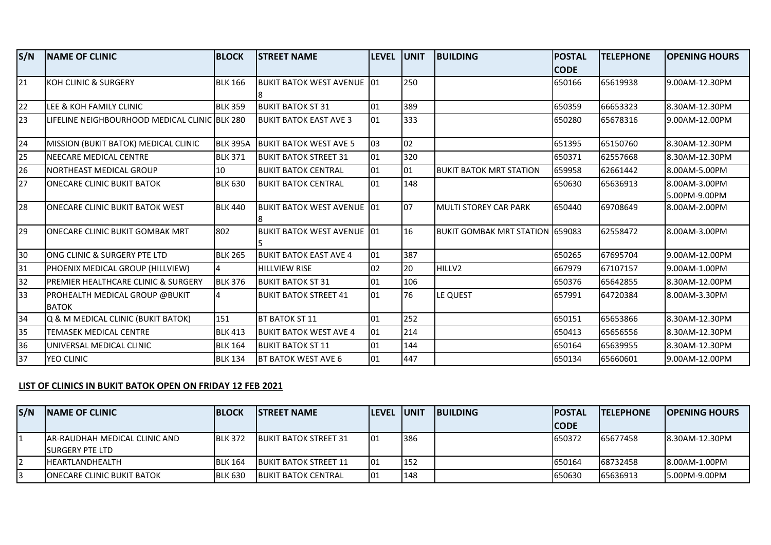| S/N | NAME OF CLINIC | BLOCK | STREET NAME | LEVEL | UNIT | BUILDING | POSTAL CODE | TELEPHONE | OPENING HOURS |
|---|---|---|---|---|---|---|---|---|---|
| 21 | KOH CLINIC & SURGERY | BLK 166 | BUKIT BATOK WEST AVENUE 8 | 01 | 250 | | 650166 | 65619938 | 9.00AM-12.30PM |
| 22 | LEE & KOH FAMILY CLINIC | BLK 359 | BUKIT BATOK ST 31 | 01 | 389 | | 650359 | 66653323 | 8.30AM-12.30PM |
| 23 | LIFELINE NEIGHBOURHOOD MEDICAL CLINIC | BLK 280 | BUKIT BATOK EAST AVE 3 | 01 | 333 | | 650280 | 65678316 | 9.00AM-12.00PM |
| 24 | MISSION (BUKIT BATOK) MEDICAL CLINIC | BLK 395A | BUKIT BATOK WEST AVE 5 | 03 | 02 | | 651395 | 65150760 | 8.30AM-12.30PM |
| 25 | NEECARE MEDICAL CENTRE | BLK 371 | BUKIT BATOK STREET 31 | 01 | 320 | | 650371 | 62557668 | 8.30AM-12.30PM |
| 26 | NORTHEAST MEDICAL GROUP | 10 | BUKIT BATOK CENTRAL | 01 | 01 | BUKIT BATOK MRT STATION | 659958 | 62661442 | 8.00AM-5.00PM |
| 27 | ONECARE CLINIC BUKIT BATOK | BLK 630 | BUKIT BATOK CENTRAL | 01 | 148 | | 650630 | 65636913 | 8.00AM-3.00PM 5.00PM-9.00PM |
| 28 | ONECARE CLINIC BUKIT BATOK WEST | BLK 440 | BUKIT BATOK WEST AVENUE 8 | 01 | 07 | MULTI STOREY CAR PARK | 650440 | 69708649 | 8.00AM-2.00PM |
| 29 | ONECARE CLINIC BUKIT GOMBAK MRT | 802 | BUKIT BATOK WEST AVENUE 5 | 01 | 16 | BUKIT GOMBAK MRT STATION | 659083 | 62558472 | 8.00AM-3.00PM |
| 30 | ONG CLINIC & SURGERY PTE LTD | BLK 265 | BUKIT BATOK EAST AVE 4 | 01 | 387 | | 650265 | 67695704 | 9.00AM-12.00PM |
| 31 | PHOENIX MEDICAL GROUP (HILLVIEW) | 4 | HILLVIEW RISE | 02 | 20 | HILLV2 | 667979 | 67107157 | 9.00AM-1.00PM |
| 32 | PREMIER HEALTHCARE CLINIC & SURGERY | BLK 376 | BUKIT BATOK ST 31 | 01 | 106 | | 650376 | 65642855 | 8.30AM-12.00PM |
| 33 | PROHEALTH MEDICAL GROUP @BUKIT BATOK | 4 | BUKIT BATOK STREET 41 | 01 | 76 | LE QUEST | 657991 | 64720384 | 8.00AM-3.30PM |
| 34 | Q & M MEDICAL CLINIC (BUKIT BATOK) | 151 | BT BATOK ST 11 | 01 | 252 | | 650151 | 65653866 | 8.30AM-12.30PM |
| 35 | TEMASEK MEDICAL CENTRE | BLK 413 | BUKIT BATOK WEST AVE 4 | 01 | 214 | | 650413 | 65656556 | 8.30AM-12.30PM |
| 36 | UNIVERSAL MEDICAL CLINIC | BLK 164 | BUKIT BATOK ST 11 | 01 | 144 | | 650164 | 65639955 | 8.30AM-12.30PM |
| 37 | YEO CLINIC | BLK 134 | BT BATOK WEST AVE 6 | 01 | 447 | | 650134 | 65660601 | 9.00AM-12.00PM |

**LIST OF CLINICS IN BUKIT BATOK OPEN ON FRIDAY 12 FEB 2021**

| S/N | NAME OF CLINIC | BLOCK | STREET NAME | LEVEL | UNIT | BUILDING | POSTAL CODE | TELEPHONE | OPENING HOURS |
|---|---|---|---|---|---|---|---|---|---|
| 1 | AR-RAUDHAH MEDICAL CLINIC AND SURGERY PTE LTD | BLK 372 | BUKIT BATOK STREET 31 | 01 | 386 | | 650372 | 65677458 | 8.30AM-12.30PM |
| 2 | HEARTLANDHEALTH | BLK 164 | BUKIT BATOK STREET 11 | 01 | 152 | | 650164 | 68732458 | 8.00AM-1.00PM |
| 3 | ONECARE CLINIC BUKIT BATOK | BLK 630 | BUKIT BATOK CENTRAL | 01 | 148 | | 650630 | 65636913 | 5.00PM-9.00PM |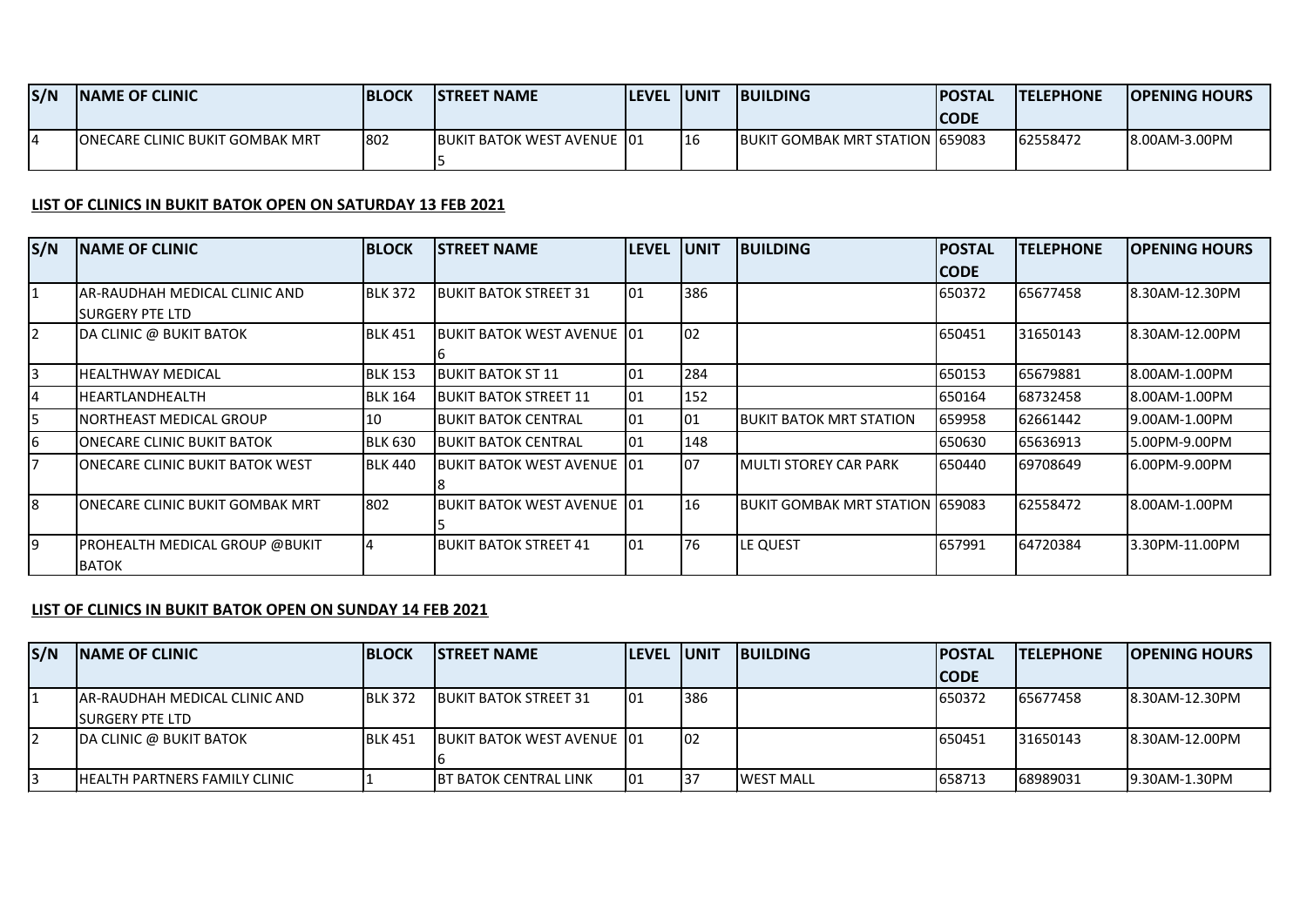| S/N | NAME OF CLINIC | BLOCK | STREET NAME | LEVEL | UNIT | BUILDING | POSTAL CODE | TELEPHONE | OPENING HOURS |
|---|---|---|---|---|---|---|---|---|---|
| 4 | ONECARE CLINIC BUKIT GOMBAK MRT | 802 | BUKIT BATOK WEST AVENUE 5 | 01 | 16 | BUKIT GOMBAK MRT STATION | 659083 | 62558472 | 8.00AM-3.00PM |

**LIST OF CLINICS IN BUKIT BATOK OPEN ON SATURDAY 13 FEB 2021**

| S/N | NAME OF CLINIC | BLOCK | STREET NAME | LEVEL | UNIT | BUILDING | POSTAL CODE | TELEPHONE | OPENING HOURS |
|---|---|---|---|---|---|---|---|---|---|
| 1 | AR-RAUDHAH MEDICAL CLINIC AND SURGERY PTE LTD | BLK 372 | BUKIT BATOK STREET 31 | 01 | 386 | | 650372 | 65677458 | 8.30AM-12.30PM |
| 2 | DA CLINIC @ BUKIT BATOK | BLK 451 | BUKIT BATOK WEST AVENUE 6 | 01 | 02 | | 650451 | 31650143 | 8.30AM-12.00PM |
| 3 | HEALTHWAY MEDICAL | BLK 153 | BUKIT BATOK ST 11 | 01 | 284 | | 650153 | 65679881 | 8.00AM-1.00PM |
| 4 | HEARTLANDHEALTH | BLK 164 | BUKIT BATOK STREET 11 | 01 | 152 | | 650164 | 68732458 | 8.00AM-1.00PM |
| 5 | NORTHEAST MEDICAL GROUP | 10 | BUKIT BATOK CENTRAL | 01 | 01 | BUKIT BATOK MRT STATION | 659958 | 62661442 | 9.00AM-1.00PM |
| 6 | ONECARE CLINIC BUKIT BATOK | BLK 630 | BUKIT BATOK CENTRAL | 01 | 148 | | 650630 | 65636913 | 5.00PM-9.00PM |
| 7 | ONECARE CLINIC BUKIT BATOK WEST | BLK 440 | BUKIT BATOK WEST AVENUE 8 | 01 | 07 | MULTI STOREY CAR PARK | 650440 | 69708649 | 6.00PM-9.00PM |
| 8 | ONECARE CLINIC BUKIT GOMBAK MRT | 802 | BUKIT BATOK WEST AVENUE 5 | 01 | 16 | BUKIT GOMBAK MRT STATION | 659083 | 62558472 | 8.00AM-1.00PM |
| 9 | PROHEALTH MEDICAL GROUP @BUKIT BATOK | 4 | BUKIT BATOK STREET 41 | 01 | 76 | LE QUEST | 657991 | 64720384 | 3.30PM-11.00PM |

**LIST OF CLINICS IN BUKIT BATOK OPEN ON SUNDAY 14 FEB 2021**

| S/N | NAME OF CLINIC | BLOCK | STREET NAME | LEVEL | UNIT | BUILDING | POSTAL CODE | TELEPHONE | OPENING HOURS |
|---|---|---|---|---|---|---|---|---|---|
| 1 | AR-RAUDHAH MEDICAL CLINIC AND SURGERY PTE LTD | BLK 372 | BUKIT BATOK STREET 31 | 01 | 386 | | 650372 | 65677458 | 8.30AM-12.30PM |
| 2 | DA CLINIC @ BUKIT BATOK | BLK 451 | BUKIT BATOK WEST AVENUE 6 | 01 | 02 | | 650451 | 31650143 | 8.30AM-12.00PM |
| 3 | HEALTH PARTNERS FAMILY CLINIC | 1 | BT BATOK CENTRAL LINK | 01 | 37 | WEST MALL | 658713 | 68989031 | 9.30AM-1.30PM |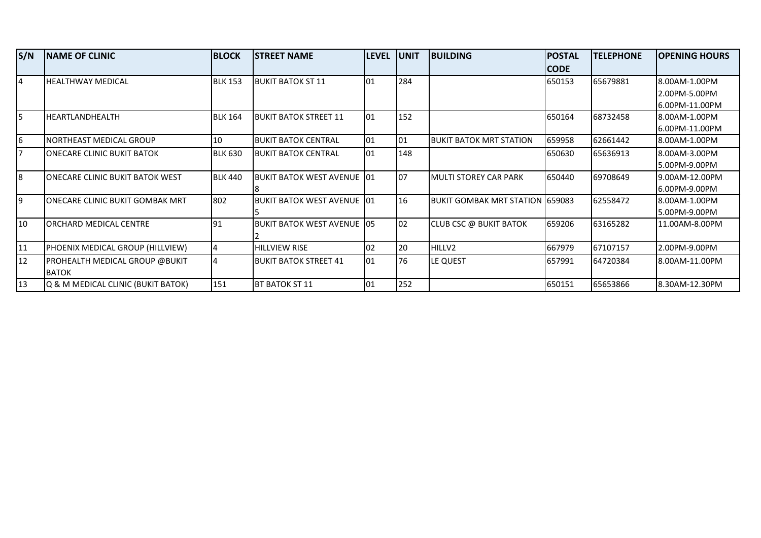| S/N | NAME OF CLINIC | BLOCK | STREET NAME | LEVEL | UNIT | BUILDING | POSTAL CODE | TELEPHONE | OPENING HOURS |
|---|---|---|---|---|---|---|---|---|---|
| 4 | HEALTHWAY MEDICAL | BLK 153 | BUKIT BATOK ST 11 | 01 | 284 | | 650153 | 65679881 | 8.00AM-1.00PM 2.00PM-5.00PM 6.00PM-11.00PM |
| 5 | HEARTLANDHEALTH | BLK 164 | BUKIT BATOK STREET 11 | 01 | 152 | | 650164 | 68732458 | 8.00AM-1.00PM 6.00PM-11.00PM |
| 6 | NORTHEAST MEDICAL GROUP | 10 | BUKIT BATOK CENTRAL | 01 | 01 | BUKIT BATOK MRT STATION | 659958 | 62661442 | 8.00AM-1.00PM |
| 7 | ONECARE CLINIC BUKIT BATOK | BLK 630 | BUKIT BATOK CENTRAL | 01 | 148 | | 650630 | 65636913 | 8.00AM-3.00PM 5.00PM-9.00PM |
| 8 | ONECARE CLINIC BUKIT BATOK WEST | BLK 440 | BUKIT BATOK WEST AVENUE 8 | 01 | 07 | MULTI STOREY CAR PARK | 650440 | 69708649 | 9.00AM-12.00PM 6.00PM-9.00PM |
| 9 | ONECARE CLINIC BUKIT GOMBAK MRT | 802 | BUKIT BATOK WEST AVENUE 5 | 01 | 16 | BUKIT GOMBAK MRT STATION | 659083 | 62558472 | 8.00AM-1.00PM 5.00PM-9.00PM |
| 10 | ORCHARD MEDICAL CENTRE | 91 | BUKIT BATOK WEST AVENUE 2 | 05 | 02 | CLUB CSC @ BUKIT BATOK | 659206 | 63165282 | 11.00AM-8.00PM |
| 11 | PHOENIX MEDICAL GROUP (HILLVIEW) | 4 | HILLVIEW RISE | 02 | 20 | HILLV2 | 667979 | 67107157 | 2.00PM-9.00PM |
| 12 | PROHEALTH MEDICAL GROUP @BUKIT BATOK | 4 | BUKIT BATOK STREET 41 | 01 | 76 | LE QUEST | 657991 | 64720384 | 8.00AM-11.00PM |
| 13 | Q & M MEDICAL CLINIC (BUKIT BATOK) | 151 | BT BATOK ST 11 | 01 | 252 | | 650151 | 65653866 | 8.30AM-12.30PM |